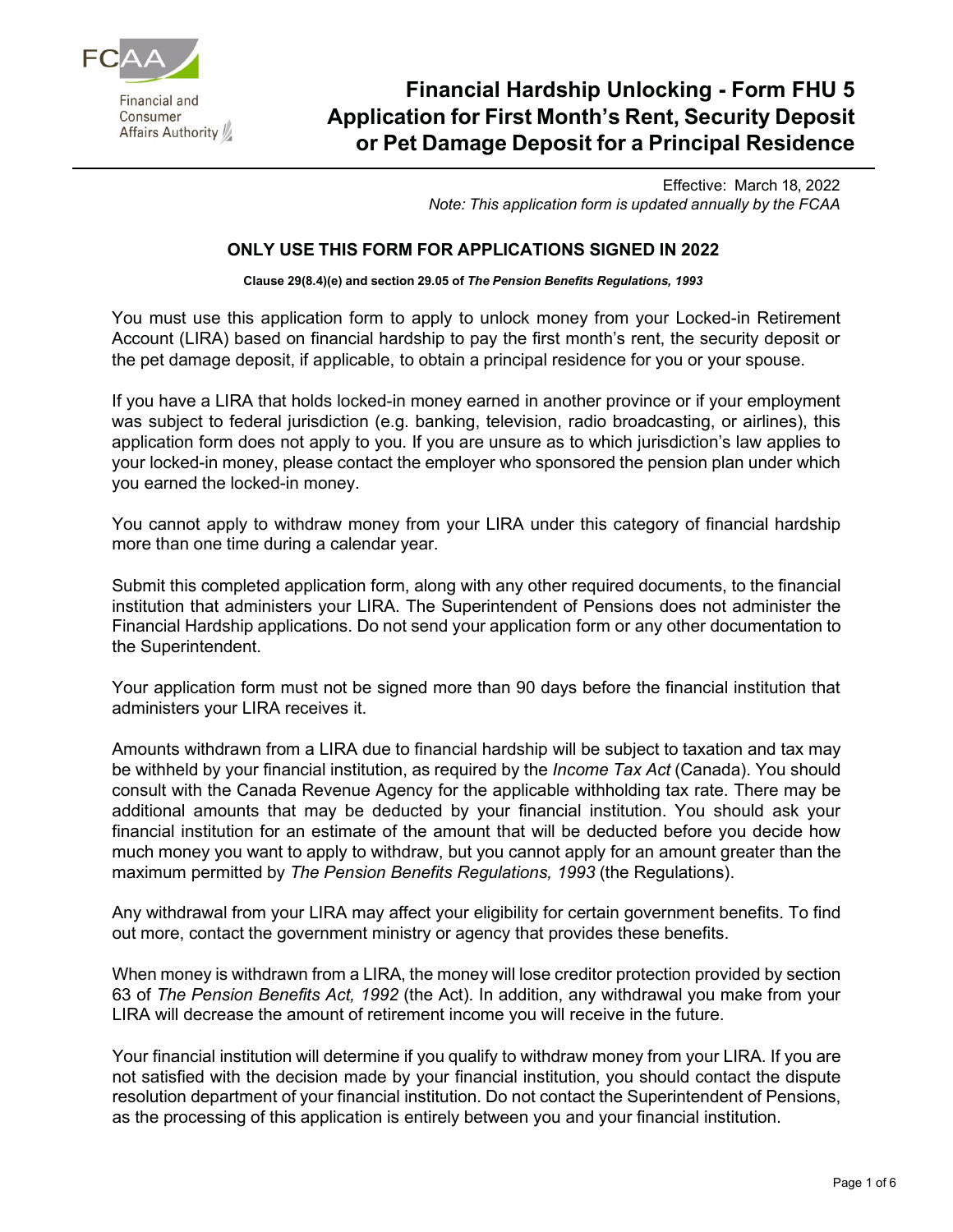FCAA
Financial and Consumer Affairs Authority

# Financial Hardship Unlocking - Form FHU 5
# Application for First Month's Rent, Security Deposit or Pet Damage Deposit for a Principal Residence

Effective: March 18, 2022
*Note: This application form is updated annually by the FCAA*

**ONLY USE THIS FORM FOR APPLICATIONS SIGNED IN 2022**

**Clause 29(8.4)(e) and section 29.05 of *The Pension Benefits Regulations, 1993***

You must use this application form to apply to unlock money from your Locked-in Retirement Account (LIRA) based on financial hardship to pay the first month's rent, the security deposit or the pet damage deposit, if applicable, to obtain a principal residence for you or your spouse.

If you have a LIRA that holds locked-in money earned in another province or if your employment was subject to federal jurisdiction (e.g. banking, television, radio broadcasting, or airlines), this application form does not apply to you. If you are unsure as to which jurisdiction's law applies to your locked-in money, please contact the employer who sponsored the pension plan under which you earned the locked-in money.

You cannot apply to withdraw money from your LIRA under this category of financial hardship more than one time during a calendar year.

Submit this completed application form, along with any other required documents, to the financial institution that administers your LIRA. The Superintendent of Pensions does not administer the Financial Hardship applications. Do not send your application form or any other documentation to the Superintendent.

Your application form must not be signed more than 90 days before the financial institution that administers your LIRA receives it.

Amounts withdrawn from a LIRA due to financial hardship will be subject to taxation and tax may be withheld by your financial institution, as required by the *Income Tax Act* (Canada). You should consult with the Canada Revenue Agency for the applicable withholding tax rate. There may be additional amounts that may be deducted by your financial institution. You should ask your financial institution for an estimate of the amount that will be deducted before you decide how much money you want to apply to withdraw, but you cannot apply for an amount greater than the maximum permitted by *The Pension Benefits Regulations, 1993* (the Regulations).

Any withdrawal from your LIRA may affect your eligibility for certain government benefits. To find out more, contact the government ministry or agency that provides these benefits.

When money is withdrawn from a LIRA, the money will lose creditor protection provided by section 63 of *The Pension Benefits Act, 1992* (the Act). In addition, any withdrawal you make from your LIRA will decrease the amount of retirement income you will receive in the future.

Your financial institution will determine if you qualify to withdraw money from your LIRA. If you are not satisfied with the decision made by your financial institution, you should contact the dispute resolution department of your financial institution. Do not contact the Superintendent of Pensions, as the processing of this application is entirely between you and your financial institution.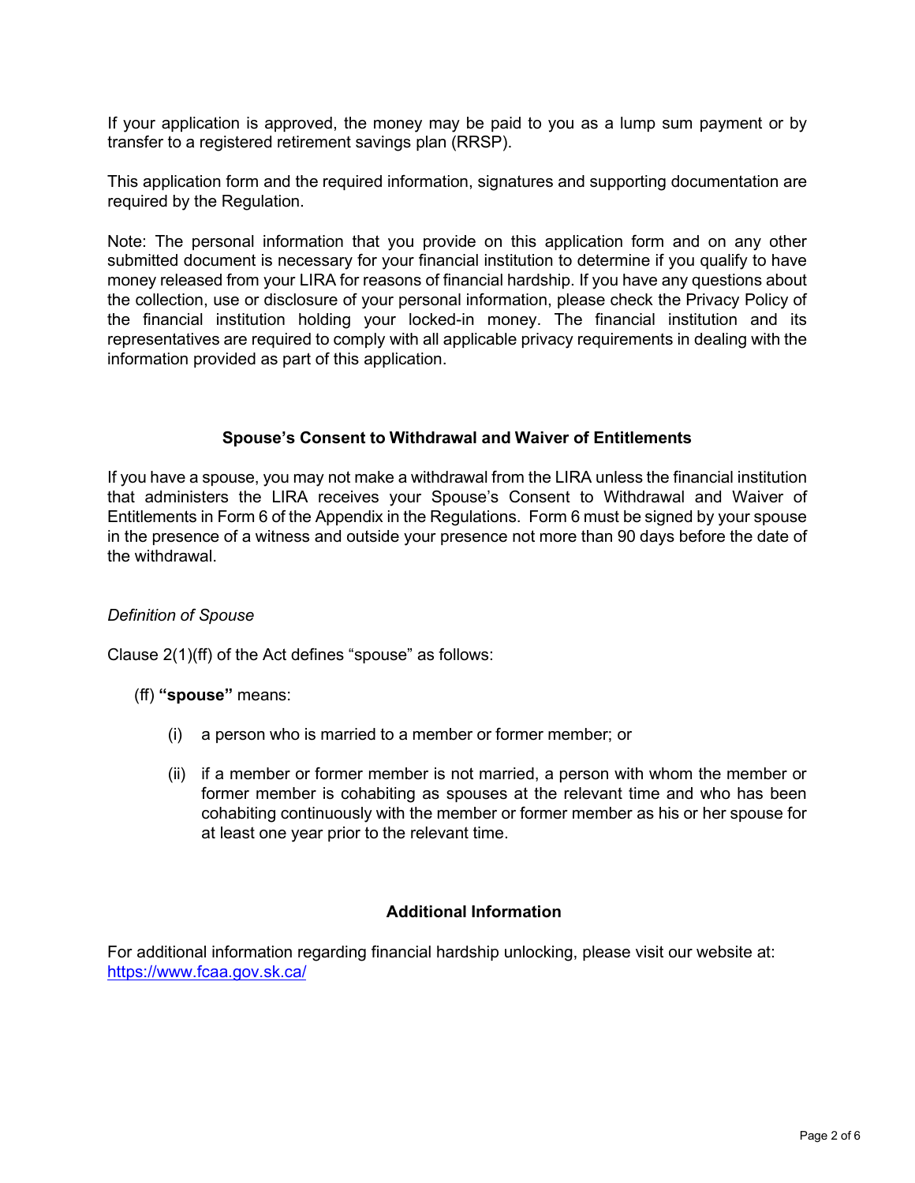If your application is approved, the money may be paid to you as a lump sum payment or by transfer to a registered retirement savings plan (RRSP).

This application form and the required information, signatures and supporting documentation are required by the Regulation.

Note: The personal information that you provide on this application form and on any other submitted document is necessary for your financial institution to determine if you qualify to have money released from your LIRA for reasons of financial hardship. If you have any questions about the collection, use or disclosure of your personal information, please check the Privacy Policy of the financial institution holding your locked-in money. The financial institution and its representatives are required to comply with all applicable privacy requirements in dealing with the information provided as part of this application.

### Spouse's Consent to Withdrawal and Waiver of Entitlements

If you have a spouse, you may not make a withdrawal from the LIRA unless the financial institution that administers the LIRA receives your Spouse's Consent to Withdrawal and Waiver of Entitlements in Form 6 of the Appendix in the Regulations. Form 6 must be signed by your spouse in the presence of a witness and outside your presence not more than 90 days before the date of the withdrawal.

*Definition of Spouse*

Clause 2(1)(ff) of the Act defines "spouse" as follows:

(ff) **"spouse"** means:

- (i) a person who is married to a member or former member; or
- (ii) if a member or former member is not married, a person with whom the member or former member is cohabiting as spouses at the relevant time and who has been cohabiting continuously with the member or former member as his or her spouse for at least one year prior to the relevant time.

### Additional Information

For additional information regarding financial hardship unlocking, please visit our website at: https://www.fcaa.gov.sk.ca/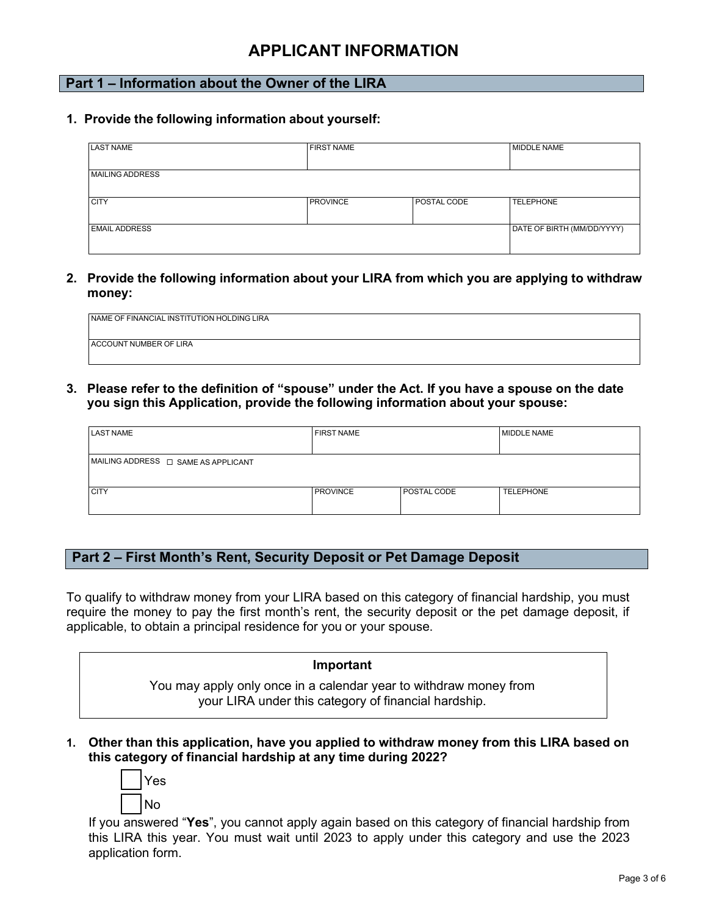# APPLICANT INFORMATION

## Part 1 – Information about the Owner of the LIRA

**1. Provide the following information about yourself:**

| LAST NAME | FIRST NAME | | MIDDLE NAME |
|---|---|---|---|
| MAILING ADDRESS | | | |
| CITY | PROVINCE | POSTAL CODE | TELEPHONE |
| EMAIL ADDRESS | | | DATE OF BIRTH (MM/DD/YYYY) |

**2. Provide the following information about your LIRA from which you are applying to withdraw money:**

| NAME OF FINANCIAL INSTITUTION HOLDING LIRA |
|---|
| ACCOUNT NUMBER OF LIRA |

**3. Please refer to the definition of "spouse" under the Act. If you have a spouse on the date you sign this Application, provide the following information about your spouse:**

| LAST NAME | FIRST NAME | | MIDDLE NAME |
|---|---|---|---|
| MAILING ADDRESS ☐ SAME AS APPLICANT | | | |
| CITY | PROVINCE | POSTAL CODE | TELEPHONE |

## Part 2 – First Month's Rent, Security Deposit or Pet Damage Deposit

To qualify to withdraw money from your LIRA based on this category of financial hardship, you must require the money to pay the first month's rent, the security deposit or the pet damage deposit, if applicable, to obtain a principal residence for you or your spouse.

> **Important**
>
> You may apply only once in a calendar year to withdraw money from your LIRA under this category of financial hardship.

**1. Other than this application, have you applied to withdraw money from this LIRA based on this category of financial hardship at any time during 2022?**

☐ Yes

☐ No

If you answered "**Yes**", you cannot apply again based on this category of financial hardship from this LIRA this year. You must wait until 2023 to apply under this category and use the 2023 application form.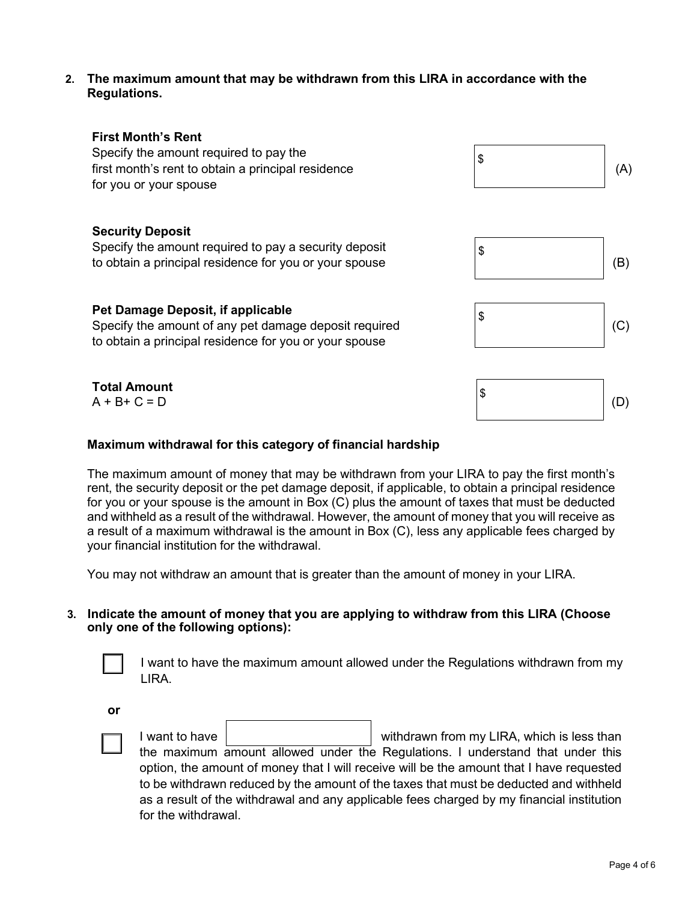**2. The maximum amount that may be withdrawn from this LIRA in accordance with the Regulations.**

**First Month's Rent**
Specify the amount required to pay the first month's rent to obtain a principal residence for you or your spouse

$ ____________ (A)

**Security Deposit**
Specify the amount required to pay a security deposit to obtain a principal residence for you or your spouse

$ ____________ (B)

**Pet Damage Deposit, if applicable**
Specify the amount of any pet damage deposit required to obtain a principal residence for you or your spouse

$ ____________ (C)

**Total Amount**
A + B+ C = D

$ ____________ (D)

**Maximum withdrawal for this category of financial hardship**

The maximum amount of money that may be withdrawn from your LIRA to pay the first month's rent, the security deposit or the pet damage deposit, if applicable, to obtain a principal residence for you or your spouse is the amount in Box (C) plus the amount of taxes that must be deducted and withheld as a result of the withdrawal. However, the amount of money that you will receive as a result of a maximum withdrawal is the amount in Box (C), less any applicable fees charged by your financial institution for the withdrawal.

You may not withdraw an amount that is greater than the amount of money in your LIRA.

**3. Indicate the amount of money that you are applying to withdraw from this LIRA (Choose only one of the following options):**

☐ I want to have the maximum amount allowed under the Regulations withdrawn from my LIRA.

**or**

☐ I want to have ____________ withdrawn from my LIRA, which is less than the maximum amount allowed under the Regulations. I understand that under this option, the amount of money that I will receive will be the amount that I have requested to be withdrawn reduced by the amount of the taxes that must be deducted and withheld as a result of the withdrawal and any applicable fees charged by my financial institution for the withdrawal.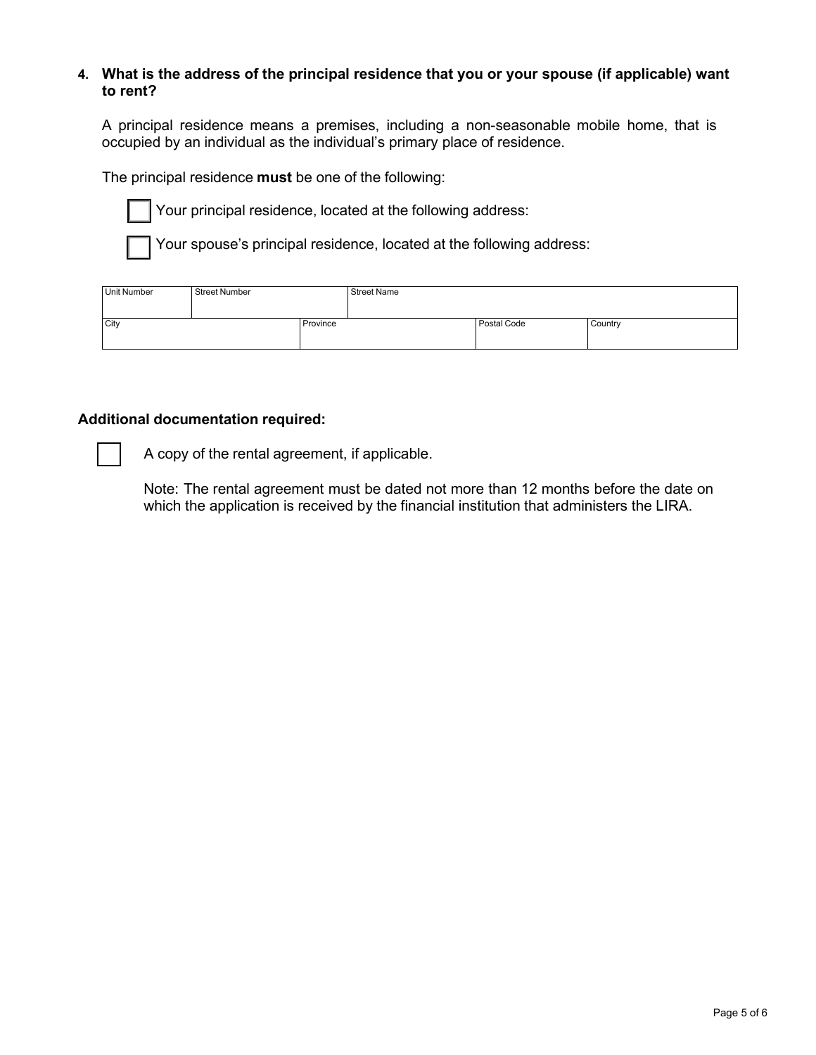**4. What is the address of the principal residence that you or your spouse (if applicable) want to rent?**

A principal residence means a premises, including a non-seasonable mobile home, that is occupied by an individual as the individual's primary place of residence.

The principal residence **must** be one of the following:

☐ Your principal residence, located at the following address:

☐ Your spouse's principal residence, located at the following address:

| Unit Number | Street Number | Street Name | |
|---|---|---|---|
| City | Province | Postal Code | Country |

**Additional documentation required:**

☐ A copy of the rental agreement, if applicable.

Note: The rental agreement must be dated not more than 12 months before the date on which the application is received by the financial institution that administers the LIRA.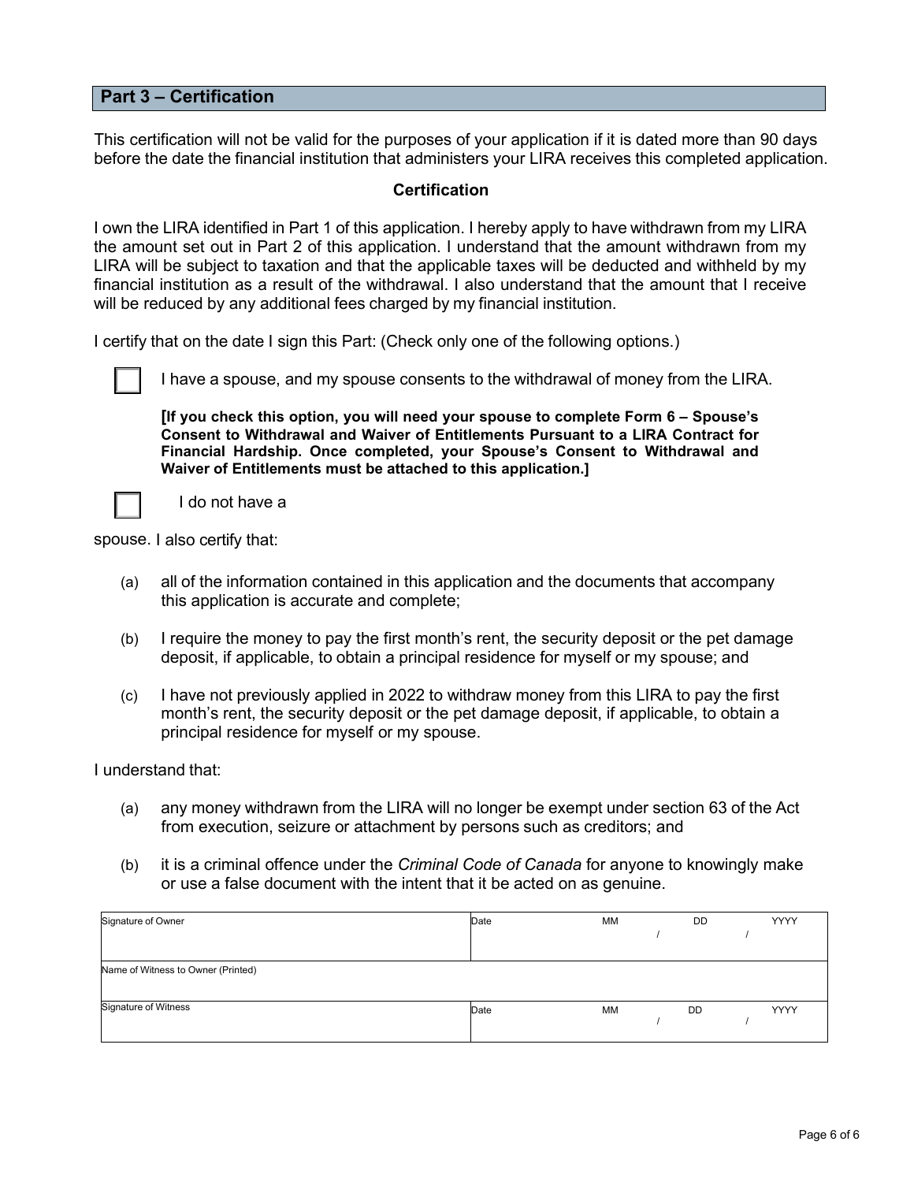## Part 3 – Certification

This certification will not be valid for the purposes of your application if it is dated more than 90 days before the date the financial institution that administers your LIRA receives this completed application.

**Certification**

I own the LIRA identified in Part 1 of this application. I hereby apply to have withdrawn from my LIRA the amount set out in Part 2 of this application. I understand that the amount withdrawn from my LIRA will be subject to taxation and that the applicable taxes will be deducted and withheld by my financial institution as a result of the withdrawal. I also understand that the amount that I receive will be reduced by any additional fees charged by my financial institution.

I certify that on the date I sign this Part: (Check only one of the following options.)

☐ I have a spouse, and my spouse consents to the withdrawal of money from the LIRA.

**[If you check this option, you will need your spouse to complete Form 6 – Spouse's Consent to Withdrawal and Waiver of Entitlements Pursuant to a LIRA Contract for Financial Hardship. Once completed, your Spouse's Consent to Withdrawal and Waiver of Entitlements must be attached to this application.]**

☐ I do not have a spouse. I also certify that:

(a) all of the information contained in this application and the documents that accompany this application is accurate and complete;

(b) I require the money to pay the first month's rent, the security deposit or the pet damage deposit, if applicable, to obtain a principal residence for myself or my spouse; and

(c) I have not previously applied in 2022 to withdraw money from this LIRA to pay the first month's rent, the security deposit or the pet damage deposit, if applicable, to obtain a principal residence for myself or my spouse.

I understand that:

(a) any money withdrawn from the LIRA will no longer be exempt under section 63 of the Act from execution, seizure or attachment by persons such as creditors; and

(b) it is a criminal offence under the *Criminal Code of Canada* for anyone to knowingly make or use a false document with the intent that it be acted on as genuine.

| | |
|---|---|
| Signature of Owner | Date MM / DD / YYYY |
| Name of Witness to Owner (Printed) | |
| Signature of Witness | Date MM / DD / YYYY |